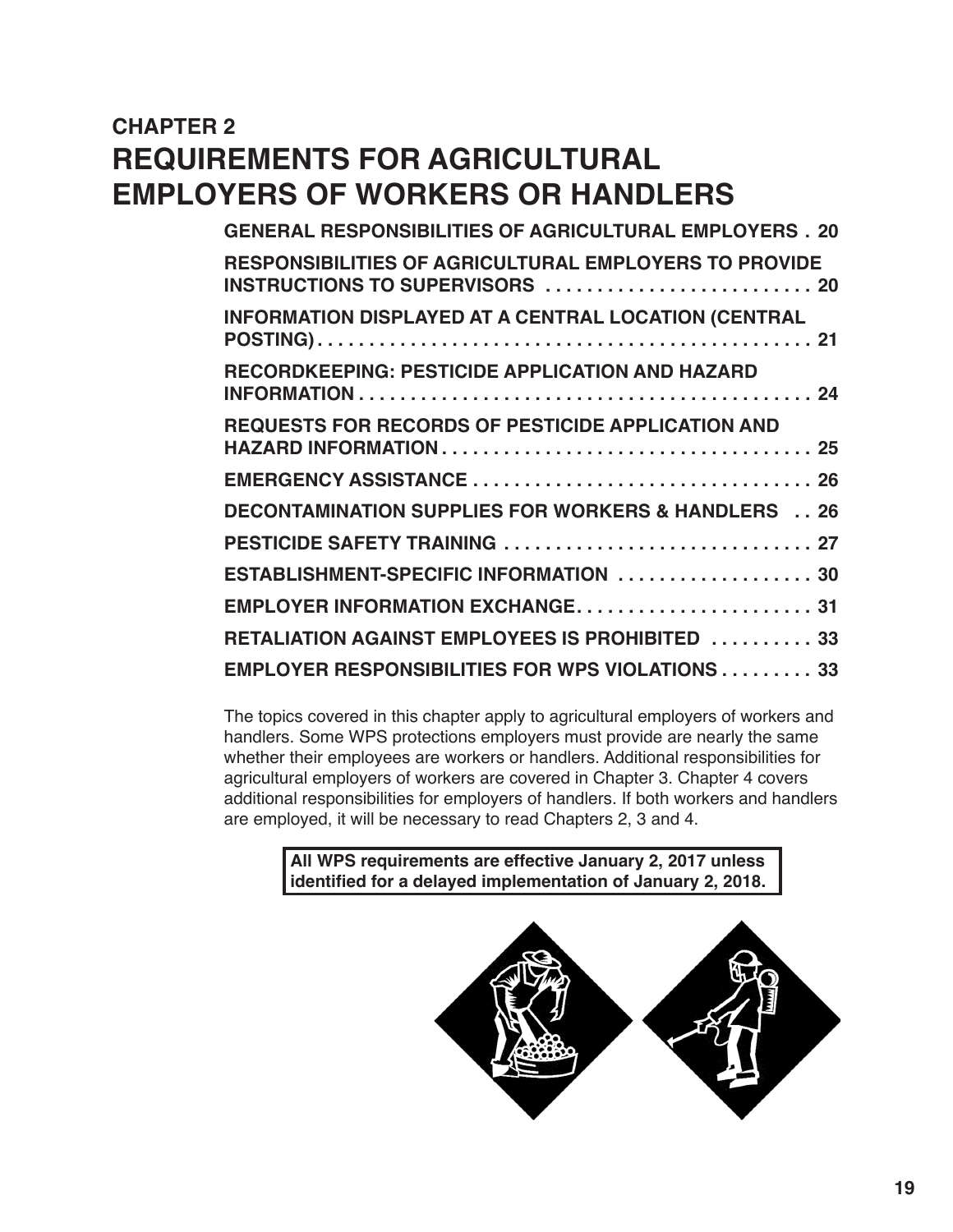# CHAPTER 2
# REQUIREMENTS FOR AGRICULTURAL EMPLOYERS OF WORKERS OR HANDLERS

**GENERAL RESPONSIBILITIES OF AGRICULTURAL EMPLOYERS . 20**

**RESPONSIBILITIES OF AGRICULTURAL EMPLOYERS TO PROVIDE INSTRUCTIONS TO SUPERVISORS . . . . . . . . . . . . . . . . . . . . . . . . . . 20**

**INFORMATION DISPLAYED AT A CENTRAL LOCATION (CENTRAL POSTING) . . . . . . . . . . . . . . . . . . . . . . . . . . . . . . . . . . . . . . . . . . . . . . . . . 21**

**RECORDKEEPING: PESTICIDE APPLICATION AND HAZARD INFORMATION . . . . . . . . . . . . . . . . . . . . . . . . . . . . . . . . . . . . . . . . . . . . 24**

**REQUESTS FOR RECORDS OF PESTICIDE APPLICATION AND HAZARD INFORMATION . . . . . . . . . . . . . . . . . . . . . . . . . . . . . . . . . . . . 25**

**EMERGENCY ASSISTANCE . . . . . . . . . . . . . . . . . . . . . . . . . . . . . . . . . 26**

**DECONTAMINATION SUPPLIES FOR WORKERS & HANDLERS . . 26**

**PESTICIDE SAFETY TRAINING . . . . . . . . . . . . . . . . . . . . . . . . . . . . . . 27**

**ESTABLISHMENT-SPECIFIC INFORMATION . . . . . . . . . . . . . . . . . . . 30**

**EMPLOYER INFORMATION EXCHANGE. . . . . . . . . . . . . . . . . . . . . . . 31**

**RETALIATION AGAINST EMPLOYEES IS PROHIBITED . . . . . . . . . . 33**

**EMPLOYER RESPONSIBILITIES FOR WPS VIOLATIONS . . . . . . . . . 33**

The topics covered in this chapter apply to agricultural employers of workers and handlers. Some WPS protections employers must provide are nearly the same whether their employees are workers or handlers. Additional responsibilities for agricultural employers of workers are covered in Chapter 3. Chapter 4 covers additional responsibilities for employers of handlers. If both workers and handlers are employed, it will be necessary to read Chapters 2, 3 and 4.

**All WPS requirements are effective January 2, 2017 unless identified for a delayed implementation of January 2, 2018.**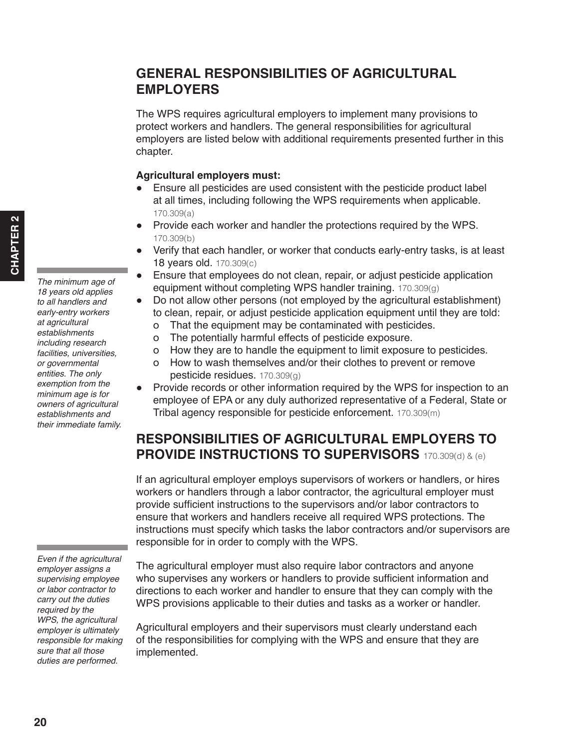## GENERAL RESPONSIBILITIES OF AGRICULTURAL EMPLOYERS

The WPS requires agricultural employers to implement many provisions to protect workers and handlers. The general responsibilities for agricultural employers are listed below with additional requirements presented further in this chapter.

**Agricultural employers must:**

- Ensure all pesticides are used consistent with the pesticide product label at all times, including following the WPS requirements when applicable. 170.309(a)
- Provide each worker and handler the protections required by the WPS. 170.309(b)
- Verify that each handler, or worker that conducts early-entry tasks, is at least 18 years old. 170.309(c)
- Ensure that employees do not clean, repair, or adjust pesticide application equipment without completing WPS handler training. 170.309(g)
- Do not allow other persons (not employed by the agricultural establishment) to clean, repair, or adjust pesticide application equipment until they are told:
    - That the equipment may be contaminated with pesticides.
    - The potentially harmful effects of pesticide exposure.
    - How they are to handle the equipment to limit exposure to pesticides.
    - How to wash themselves and/or their clothes to prevent or remove pesticide residues. 170.309(g)
- Provide records or other information required by the WPS for inspection to an employee of EPA or any duly authorized representative of a Federal, State or Tribal agency responsible for pesticide enforcement. 170.309(m)

*The minimum age of 18 years old applies to all handlers and early-entry workers at agricultural establishments including research facilities, universities, or governmental entities. The only exemption from the minimum age is for owners of agricultural establishments and their immediate family.*

## RESPONSIBILITIES OF AGRICULTURAL EMPLOYERS TO PROVIDE INSTRUCTIONS TO SUPERVISORS 170.309(d) & (e)

If an agricultural employer employs supervisors of workers or handlers, or hires workers or handlers through a labor contractor, the agricultural employer must provide sufficient instructions to the supervisors and/or labor contractors to ensure that workers and handlers receive all required WPS protections. The instructions must specify which tasks the labor contractors and/or supervisors are responsible for in order to comply with the WPS.

The agricultural employer must also require labor contractors and anyone who supervises any workers or handlers to provide sufficient information and directions to each worker and handler to ensure that they can comply with the WPS provisions applicable to their duties and tasks as a worker or handler.

Agricultural employers and their supervisors must clearly understand each of the responsibilities for complying with the WPS and ensure that they are implemented.

*Even if the agricultural employer assigns a supervising employee or labor contractor to carry out the duties required by the WPS, the agricultural employer is ultimately responsible for making sure that all those duties are performed.*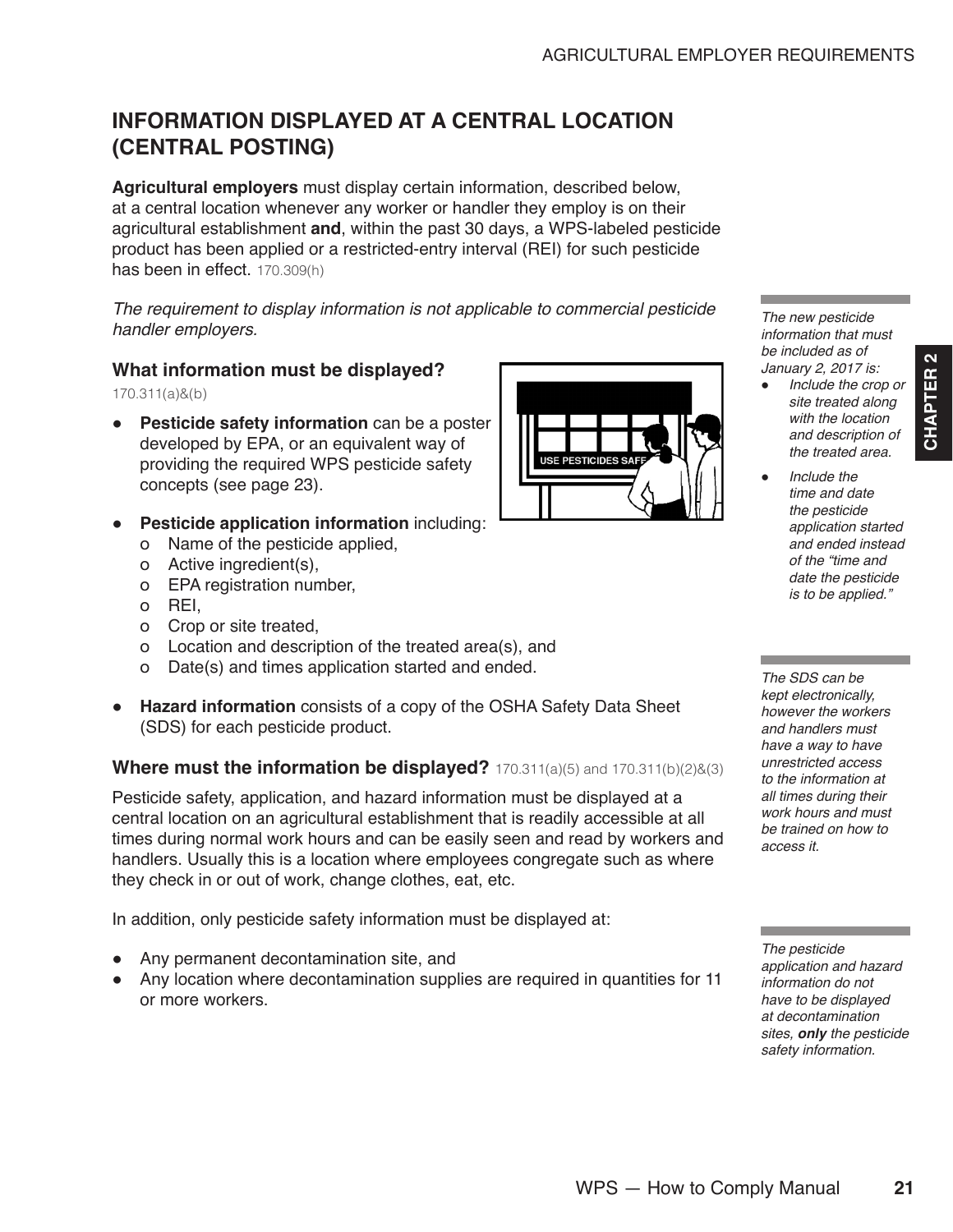## INFORMATION DISPLAYED AT A CENTRAL LOCATION (CENTRAL POSTING)

**Agricultural employers** must display certain information, described below, at a central location whenever any worker or handler they employ is on their agricultural establishment **and**, within the past 30 days, a WPS-labeled pesticide product has been applied or a restricted-entry interval (REI) for such pesticide has been in effect. 170.309(h)

*The requirement to display information is not applicable to commercial pesticide handler employers.*

### What information must be displayed?

170.311(a)&(b)

- **Pesticide safety information** can be a poster developed by EPA, or an equivalent way of providing the required WPS pesticide safety concepts (see page 23).
- **Pesticide application information** including:
  - Name of the pesticide applied,
  - Active ingredient(s),
  - EPA registration number,
  - REI,
  - Crop or site treated,
  - Location and description of the treated area(s), and
  - Date(s) and times application started and ended.
- **Hazard information** consists of a copy of the OSHA Safety Data Sheet (SDS) for each pesticide product.

*The new pesticide information that must be included as of January 2, 2017 is:*

- *Include the crop or site treated along with the location and description of the treated area.*
- *Include the time and date the pesticide application started and ended instead of the "time and date the pesticide is to be applied."*

### Where must the information be displayed? 170.311(a)(5) and 170.311(b)(2)&(3)

Pesticide safety, application, and hazard information must be displayed at a central location on an agricultural establishment that is readily accessible at all times during normal work hours and can be easily seen and read by workers and handlers. Usually this is a location where employees congregate such as where they check in or out of work, change clothes, eat, etc.

*The SDS can be kept electronically, however the workers and handlers must have a way to have unrestricted access to the information at all times during their work hours and must be trained on how to access it.*

In addition, only pesticide safety information must be displayed at:

- Any permanent decontamination site, and
- Any location where decontamination supplies are required in quantities for 11 or more workers.

*The pesticide application and hazard information do not have to be displayed at decontamination sites, **only** the pesticide safety information.*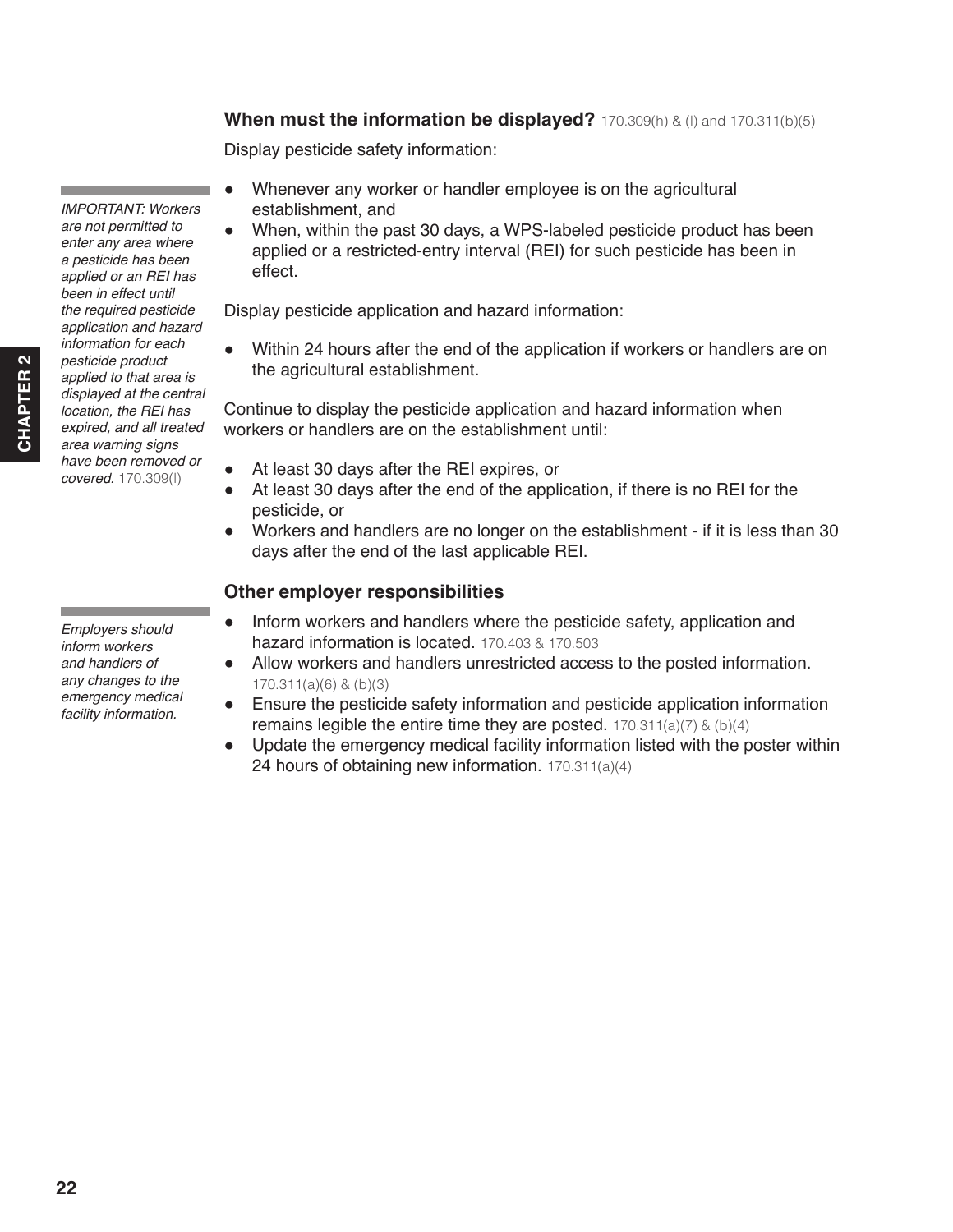### When must the information be displayed? 170.309(h) & (l) and 170.311(b)(5)

Display pesticide safety information:

- Whenever any worker or handler employee is on the agricultural establishment, and
- When, within the past 30 days, a WPS-labeled pesticide product has been applied or a restricted-entry interval (REI) for such pesticide has been in effect.

*IMPORTANT: Workers are not permitted to enter any area where a pesticide has been applied or an REI has been in effect until the required pesticide application and hazard information for each pesticide product applied to that area is displayed at the central location, the REI has expired, and all treated area warning signs have been removed or covered.* 170.309(l)

Display pesticide application and hazard information:

- Within 24 hours after the end of the application if workers or handlers are on the agricultural establishment.

Continue to display the pesticide application and hazard information when workers or handlers are on the establishment until:

- At least 30 days after the REI expires, or
- At least 30 days after the end of the application, if there is no REI for the pesticide, or
- Workers and handlers are no longer on the establishment - if it is less than 30 days after the end of the last applicable REI.

### Other employer responsibilities

*Employers should inform workers and handlers of any changes to the emergency medical facility information.*

- Inform workers and handlers where the pesticide safety, application and hazard information is located. 170.403 & 170.503
- Allow workers and handlers unrestricted access to the posted information. 170.311(a)(6) & (b)(3)
- Ensure the pesticide safety information and pesticide application information remains legible the entire time they are posted. 170.311(a)(7) & (b)(4)
- Update the emergency medical facility information listed with the poster within 24 hours of obtaining new information. 170.311(a)(4)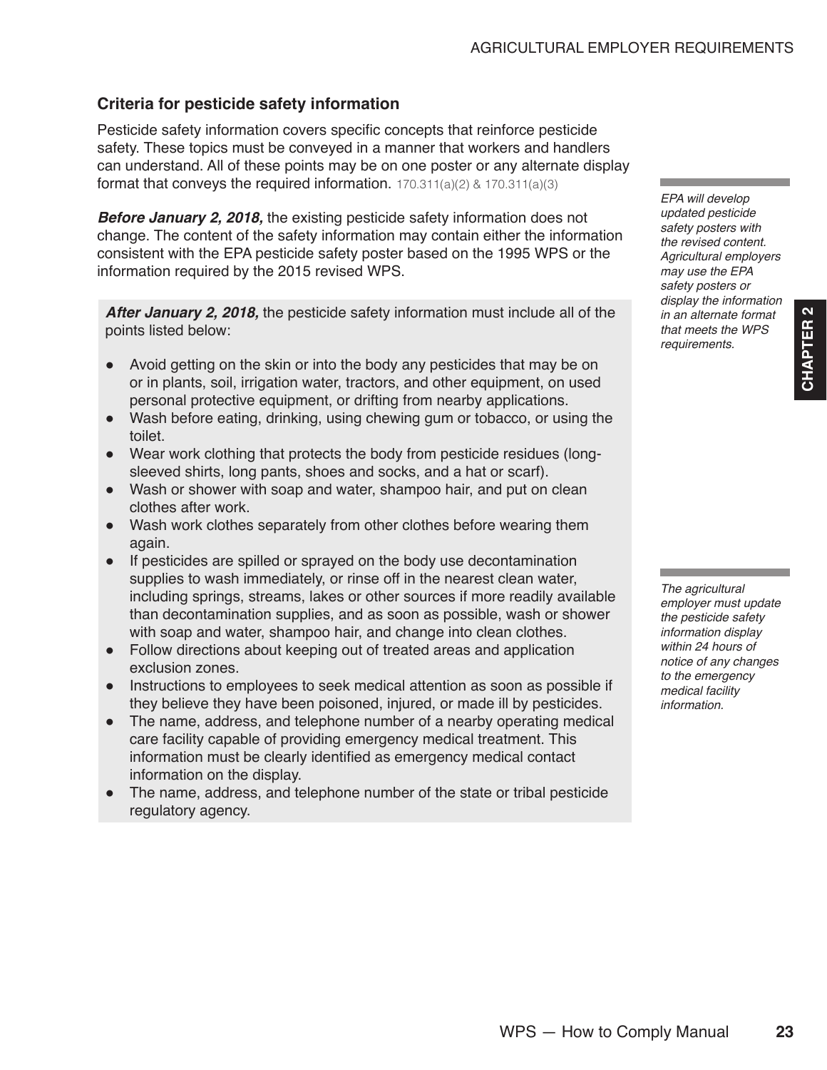### Criteria for pesticide safety information

Pesticide safety information covers specific concepts that reinforce pesticide safety. These topics must be conveyed in a manner that workers and handlers can understand. All of these points may be on one poster or any alternate display format that conveys the required information. 170.311(a)(2) & 170.311(a)(3)

*EPA will develop updated pesticide safety posters with the revised content. Agricultural employers may use the EPA safety posters or display the information in an alternate format that meets the WPS requirements.*

***Before January 2, 2018,*** the existing pesticide safety information does not change. The content of the safety information may contain either the information consistent with the EPA pesticide safety poster based on the 1995 WPS or the information required by the 2015 revised WPS.

***After January 2, 2018,*** the pesticide safety information must include all of the points listed below:

- Avoid getting on the skin or into the body any pesticides that may be on or in plants, soil, irrigation water, tractors, and other equipment, on used personal protective equipment, or drifting from nearby applications.
- Wash before eating, drinking, using chewing gum or tobacco, or using the toilet.
- Wear work clothing that protects the body from pesticide residues (long-sleeved shirts, long pants, shoes and socks, and a hat or scarf).
- Wash or shower with soap and water, shampoo hair, and put on clean clothes after work.
- Wash work clothes separately from other clothes before wearing them again.
- If pesticides are spilled or sprayed on the body use decontamination supplies to wash immediately, or rinse off in the nearest clean water, including springs, streams, lakes or other sources if more readily available than decontamination supplies, and as soon as possible, wash or shower with soap and water, shampoo hair, and change into clean clothes.
- Follow directions about keeping out of treated areas and application exclusion zones.
- Instructions to employees to seek medical attention as soon as possible if they believe they have been poisoned, injured, or made ill by pesticides.
- The name, address, and telephone number of a nearby operating medical care facility capable of providing emergency medical treatment. This information must be clearly identified as emergency medical contact information on the display.
- The name, address, and telephone number of the state or tribal pesticide regulatory agency.

*The agricultural employer must update the pesticide safety information display within 24 hours of notice of any changes to the emergency medical facility information.*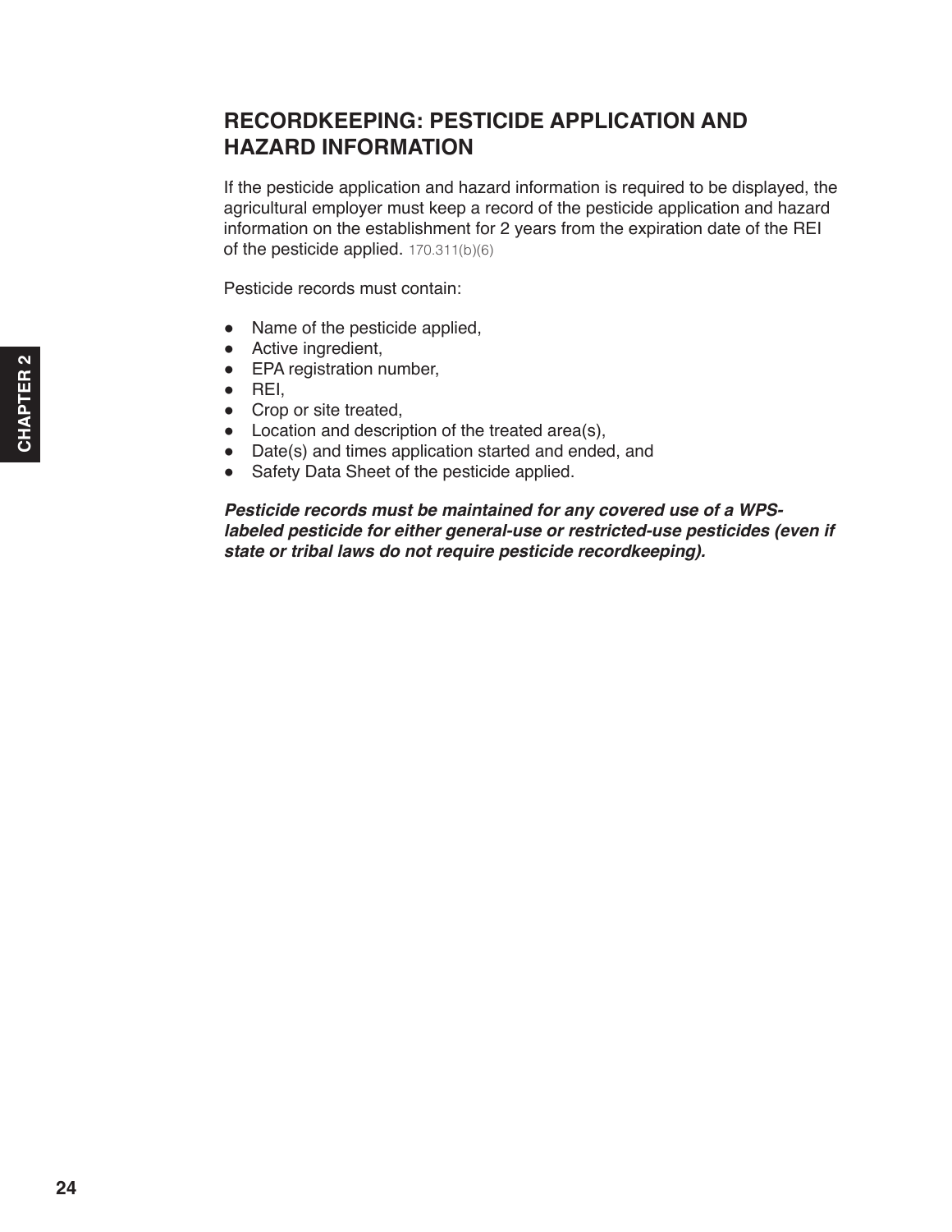## RECORDKEEPING: PESTICIDE APPLICATION AND HAZARD INFORMATION

If the pesticide application and hazard information is required to be displayed, the agricultural employer must keep a record of the pesticide application and hazard information on the establishment for 2 years from the expiration date of the REI of the pesticide applied. 170.311(b)(6)

Pesticide records must contain:

- Name of the pesticide applied,
- Active ingredient,
- EPA registration number,
- REI,
- Crop or site treated,
- Location and description of the treated area(s),
- Date(s) and times application started and ended, and
- Safety Data Sheet of the pesticide applied.

***Pesticide records must be maintained for any covered use of a WPS-labeled pesticide for either general-use or restricted-use pesticides (even if state or tribal laws do not require pesticide recordkeeping).***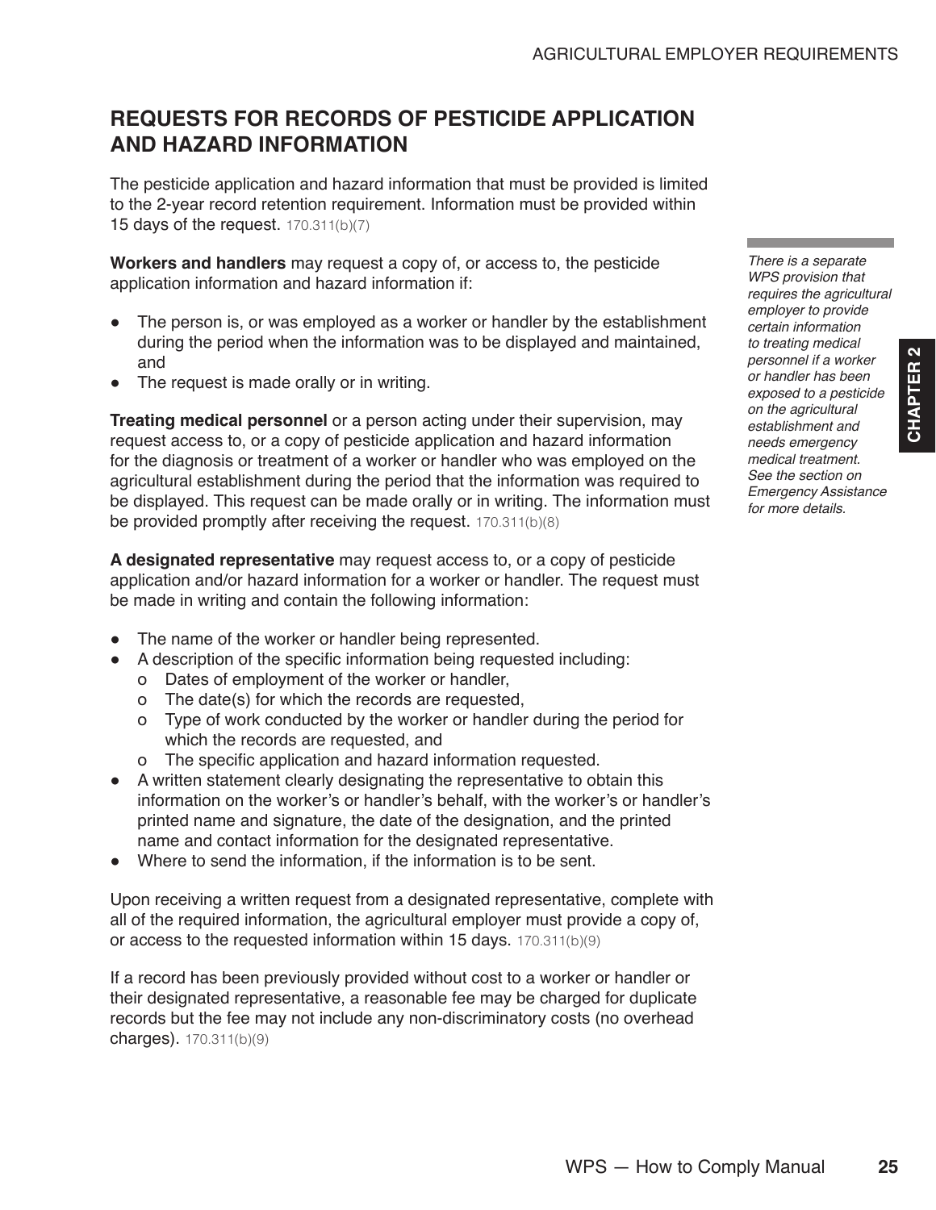## REQUESTS FOR RECORDS OF PESTICIDE APPLICATION AND HAZARD INFORMATION

The pesticide application and hazard information that must be provided is limited to the 2-year record retention requirement. Information must be provided within 15 days of the request. 170.311(b)(7)

*There is a separate WPS provision that requires the agricultural employer to provide certain information to treating medical personnel if a worker or handler has been exposed to a pesticide on the agricultural establishment and needs emergency medical treatment. See the section on Emergency Assistance for more details.*

**Workers and handlers** may request a copy of, or access to, the pesticide application information and hazard information if:

- The person is, or was employed as a worker or handler by the establishment during the period when the information was to be displayed and maintained, and
- The request is made orally or in writing.

**Treating medical personnel** or a person acting under their supervision, may request access to, or a copy of pesticide application and hazard information for the diagnosis or treatment of a worker or handler who was employed on the agricultural establishment during the period that the information was required to be displayed. This request can be made orally or in writing. The information must be provided promptly after receiving the request. 170.311(b)(8)

**A designated representative** may request access to, or a copy of pesticide application and/or hazard information for a worker or handler. The request must be made in writing and contain the following information:

- The name of the worker or handler being represented.
- A description of the specific information being requested including:
  - Dates of employment of the worker or handler,
  - The date(s) for which the records are requested,
  - Type of work conducted by the worker or handler during the period for which the records are requested, and
  - The specific application and hazard information requested.
- A written statement clearly designating the representative to obtain this information on the worker's or handler's behalf, with the worker's or handler's printed name and signature, the date of the designation, and the printed name and contact information for the designated representative.
- Where to send the information, if the information is to be sent.

Upon receiving a written request from a designated representative, complete with all of the required information, the agricultural employer must provide a copy of, or access to the requested information within 15 days. 170.311(b)(9)

If a record has been previously provided without cost to a worker or handler or their designated representative, a reasonable fee may be charged for duplicate records but the fee may not include any non-discriminatory costs (no overhead charges). 170.311(b)(9)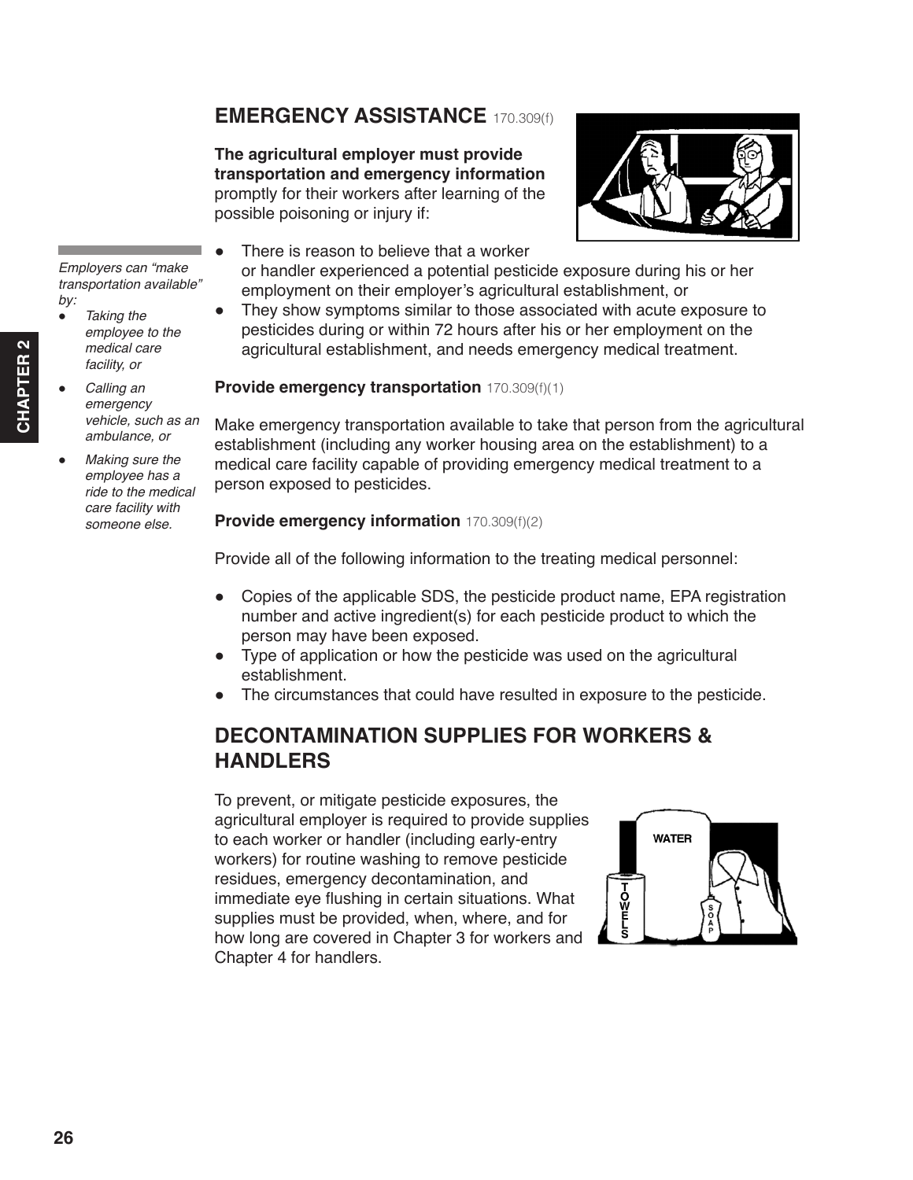## EMERGENCY ASSISTANCE 170.309(f)

**The agricultural employer must provide transportation and emergency information** promptly for their workers after learning of the possible poisoning or injury if:

- There is reason to believe that a worker or handler experienced a potential pesticide exposure during his or her employment on their employer's agricultural establishment, or
- They show symptoms similar to those associated with acute exposure to pesticides during or within 72 hours after his or her employment on the agricultural establishment, and needs emergency medical treatment.

*Employers can "make transportation available" by:*

- *Taking the employee to the medical care facility, or*
- *Calling an emergency vehicle, such as an ambulance, or*
- *Making sure the employee has a ride to the medical care facility with someone else.*

**Provide emergency transportation** 170.309(f)(1)

Make emergency transportation available to take that person from the agricultural establishment (including any worker housing area on the establishment) to a medical care facility capable of providing emergency medical treatment to a person exposed to pesticides.

**Provide emergency information** 170.309(f)(2)

Provide all of the following information to the treating medical personnel:

- Copies of the applicable SDS, the pesticide product name, EPA registration number and active ingredient(s) for each pesticide product to which the person may have been exposed.
- Type of application or how the pesticide was used on the agricultural establishment.
- The circumstances that could have resulted in exposure to the pesticide.

## DECONTAMINATION SUPPLIES FOR WORKERS & HANDLERS

To prevent, or mitigate pesticide exposures, the agricultural employer is required to provide supplies to each worker or handler (including early-entry workers) for routine washing to remove pesticide residues, emergency decontamination, and immediate eye flushing in certain situations. What supplies must be provided, when, where, and for how long are covered in Chapter 3 for workers and Chapter 4 for handlers.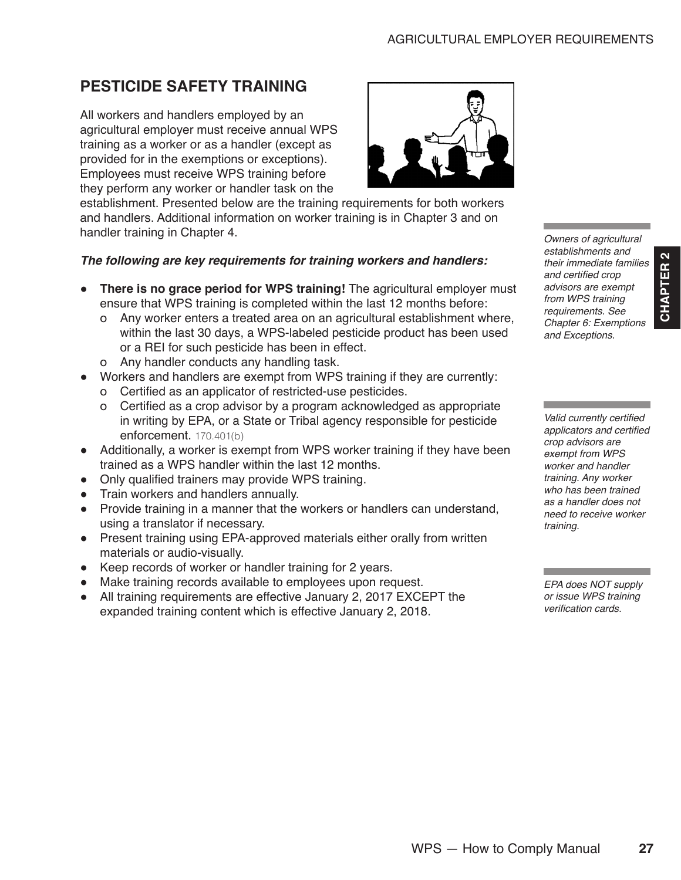## PESTICIDE SAFETY TRAINING

All workers and handlers employed by an agricultural employer must receive annual WPS training as a worker or as a handler (except as provided for in the exemptions or exceptions). Employees must receive WPS training before they perform any worker or handler task on the establishment. Presented below are the training requirements for both workers and handlers. Additional information on worker training is in Chapter 3 and on handler training in Chapter 4.

***The following are key requirements for training workers and handlers:***

- **There is no grace period for WPS training!** The agricultural employer must ensure that WPS training is completed within the last 12 months before:
  - Any worker enters a treated area on an agricultural establishment where, within the last 30 days, a WPS-labeled pesticide product has been used or a REI for such pesticide has been in effect.
  - Any handler conducts any handling task.
- Workers and handlers are exempt from WPS training if they are currently:
  - Certified as an applicator of restricted-use pesticides.
  - Certified as a crop advisor by a program acknowledged as appropriate in writing by EPA, or a State or Tribal agency responsible for pesticide enforcement. 170.401(b)
- Additionally, a worker is exempt from WPS worker training if they have been trained as a WPS handler within the last 12 months.
- Only qualified trainers may provide WPS training.
- Train workers and handlers annually.
- Provide training in a manner that the workers or handlers can understand, using a translator if necessary.
- Present training using EPA-approved materials either orally from written materials or audio-visually.
- Keep records of worker or handler training for 2 years.
- Make training records available to employees upon request.
- All training requirements are effective January 2, 2017 EXCEPT the expanded training content which is effective January 2, 2018.

*Owners of agricultural establishments and their immediate families and certified crop advisors are exempt from WPS training requirements. See Chapter 6: Exemptions and Exceptions.*

*Valid currently certified applicators and certified crop advisors are exempt from WPS worker and handler training. Any worker who has been trained as a handler does not need to receive worker training.*

*EPA does NOT supply or issue WPS training verification cards.*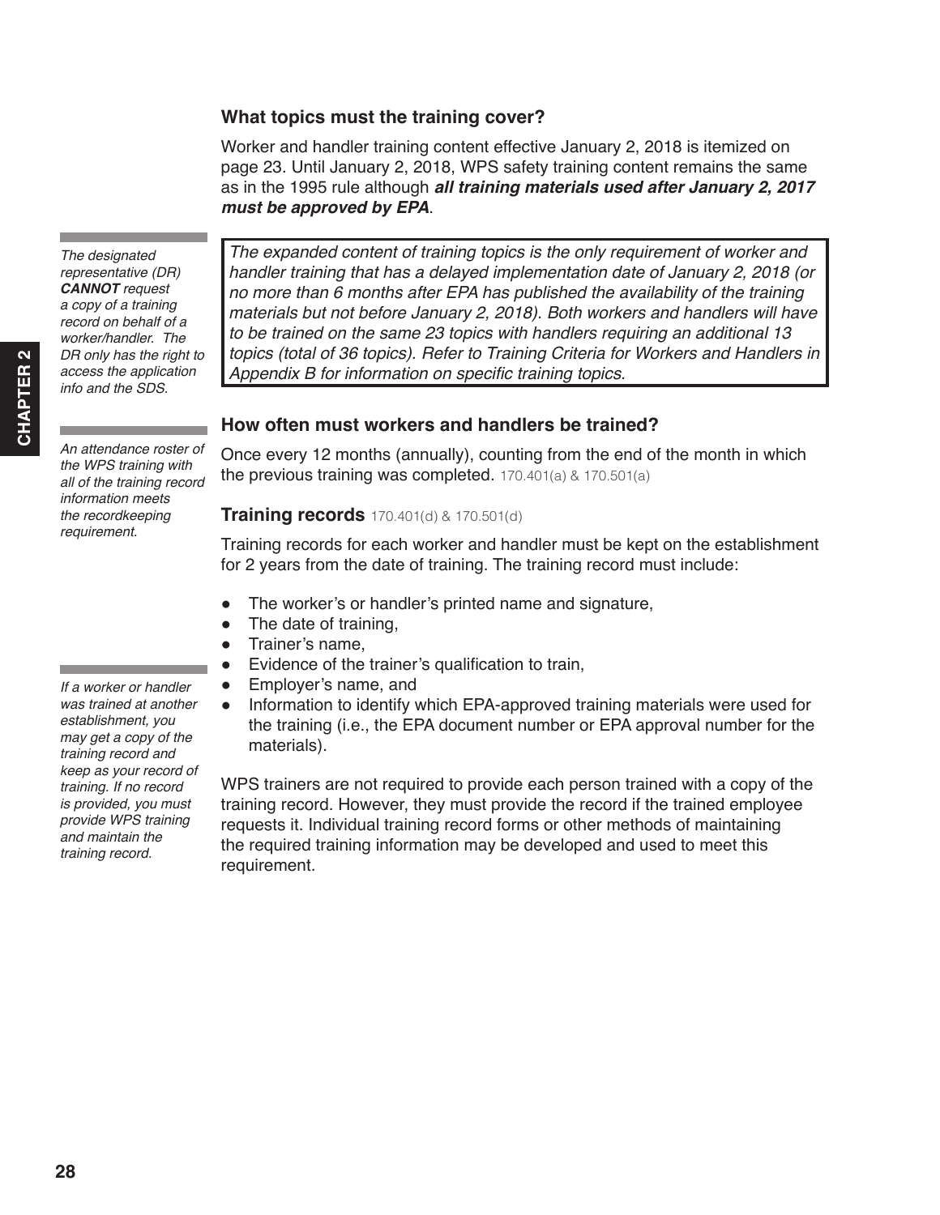### What topics must the training cover?

Worker and handler training content effective January 2, 2018 is itemized on page 23. Until January 2, 2018, WPS safety training content remains the same as in the 1995 rule although ***all training materials used after January 2, 2017 must be approved by EPA***.

*The designated representative (DR) **CANNOT** request a copy of a training record on behalf of a worker/handler. The DR only has the right to access the application info and the SDS.*

> *The expanded content of training topics is the only requirement of worker and handler training that has a delayed implementation date of January 2, 2018 (or no more than 6 months after EPA has published the availability of the training materials but not before January 2, 2018). Both workers and handlers will have to be trained on the same 23 topics with handlers requiring an additional 13 topics (total of 36 topics). Refer to Training Criteria for Workers and Handlers in Appendix B for information on specific training topics.*

### How often must workers and handlers be trained?

*An attendance roster of the WPS training with all of the training record information meets the recordkeeping requirement.*

Once every 12 months (annually), counting from the end of the month in which the previous training was completed. 170.401(a) & 170.501(a)

#### Training records 170.401(d) & 170.501(d)

Training records for each worker and handler must be kept on the establishment for 2 years from the date of training. The training record must include:

- The worker's or handler's printed name and signature,
- The date of training,
- Trainer's name,
- Evidence of the trainer's qualification to train,
- Employer's name, and
- Information to identify which EPA-approved training materials were used for the training (i.e., the EPA document number or EPA approval number for the materials).

*If a worker or handler was trained at another establishment, you may get a copy of the training record and keep as your record of training. If no record is provided, you must provide WPS training and maintain the training record.*

WPS trainers are not required to provide each person trained with a copy of the training record. However, they must provide the record if the trained employee requests it. Individual training record forms or other methods of maintaining the required training information may be developed and used to meet this requirement.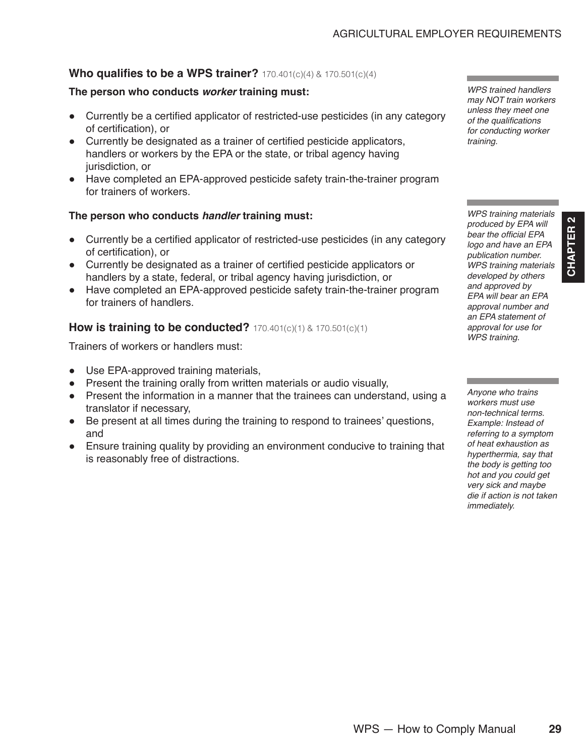## Who qualifies to be a WPS trainer? 170.401(c)(4) & 170.501(c)(4)

**The person who conducts *worker* training must:**

- Currently be a certified applicator of restricted-use pesticides (in any category of certification), or
- Currently be designated as a trainer of certified pesticide applicators, handlers or workers by the EPA or the state, or tribal agency having jurisdiction, or
- Have completed an EPA-approved pesticide safety train-the-trainer program for trainers of workers.

*WPS trained handlers may NOT train workers unless they meet one of the qualifications for conducting worker training.*

**The person who conducts *handler* training must:**

- Currently be a certified applicator of restricted-use pesticides (in any category of certification), or
- Currently be designated as a trainer of certified pesticide applicators or handlers by a state, federal, or tribal agency having jurisdiction, or
- Have completed an EPA-approved pesticide safety train-the-trainer program for trainers of handlers.

*WPS training materials produced by EPA will bear the official EPA logo and have an EPA publication number. WPS training materials developed by others and approved by EPA will bear an EPA approval number and an EPA statement of approval for use for WPS training.*

## How is training to be conducted? 170.401(c)(1) & 170.501(c)(1)

Trainers of workers or handlers must:

- Use EPA-approved training materials,
- Present the training orally from written materials or audio visually,
- Present the information in a manner that the trainees can understand, using a translator if necessary,
- Be present at all times during the training to respond to trainees' questions, and
- Ensure training quality by providing an environment conducive to training that is reasonably free of distractions.

*Anyone who trains workers must use non-technical terms. Example: Instead of referring to a symptom of heat exhaustion as hyperthermia, say that the body is getting too hot and you could get very sick and maybe die if action is not taken immediately.*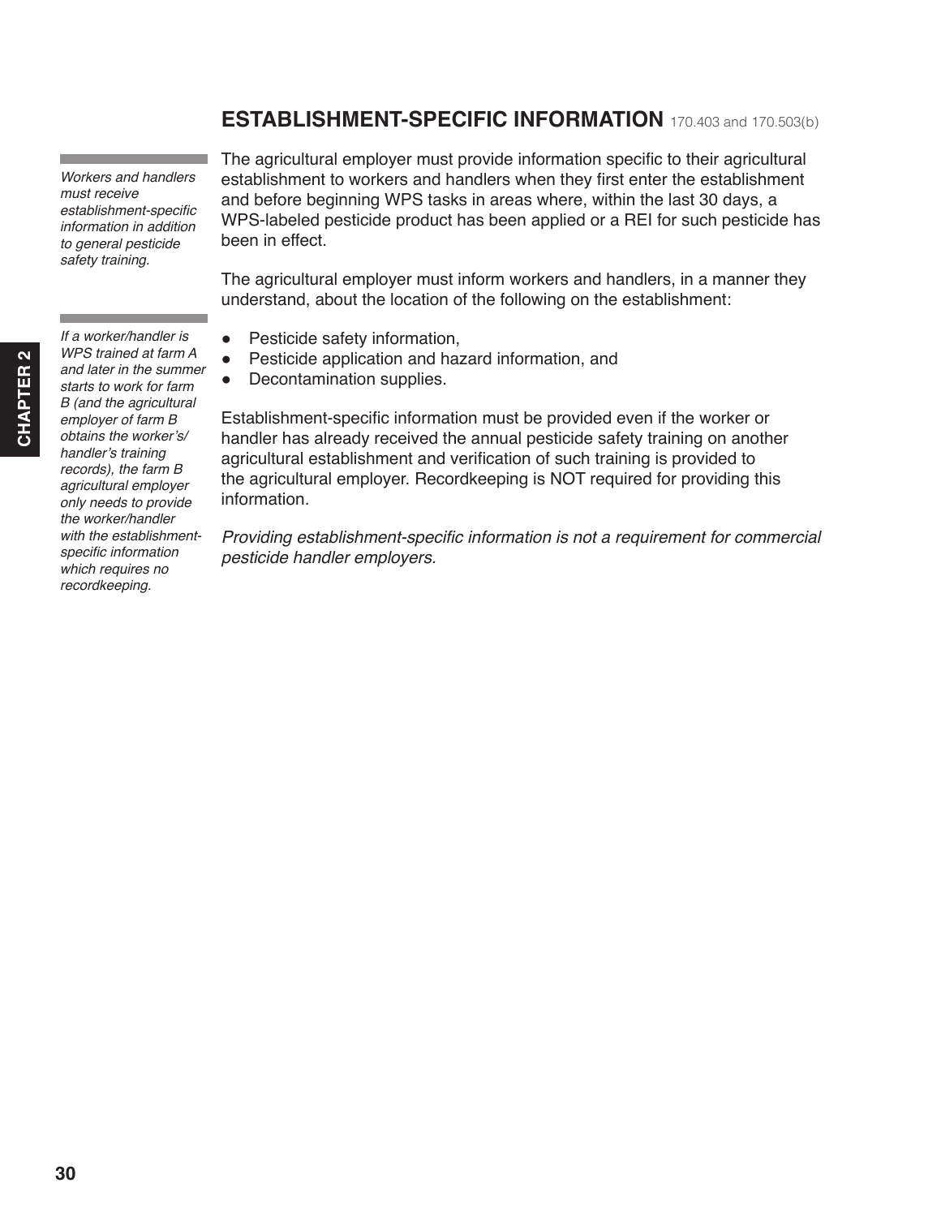## ESTABLISHMENT-SPECIFIC INFORMATION 170.403 and 170.503(b)

*Workers and handlers must receive establishment-specific information in addition to general pesticide safety training.*

The agricultural employer must provide information specific to their agricultural establishment to workers and handlers when they first enter the establishment and before beginning WPS tasks in areas where, within the last 30 days, a WPS-labeled pesticide product has been applied or a REI for such pesticide has been in effect.

The agricultural employer must inform workers and handlers, in a manner they understand, about the location of the following on the establishment:

*If a worker/handler is WPS trained at farm A and later in the summer starts to work for farm B (and the agricultural employer of farm B obtains the worker's/handler's training records), the farm B agricultural employer only needs to provide the worker/handler with the establishment-specific information which requires no recordkeeping.*

- Pesticide safety information,
- Pesticide application and hazard information, and
- Decontamination supplies.

Establishment-specific information must be provided even if the worker or handler has already received the annual pesticide safety training on another agricultural establishment and verification of such training is provided to the agricultural employer. Recordkeeping is NOT required for providing this information.

*Providing establishment-specific information is not a requirement for commercial pesticide handler employers.*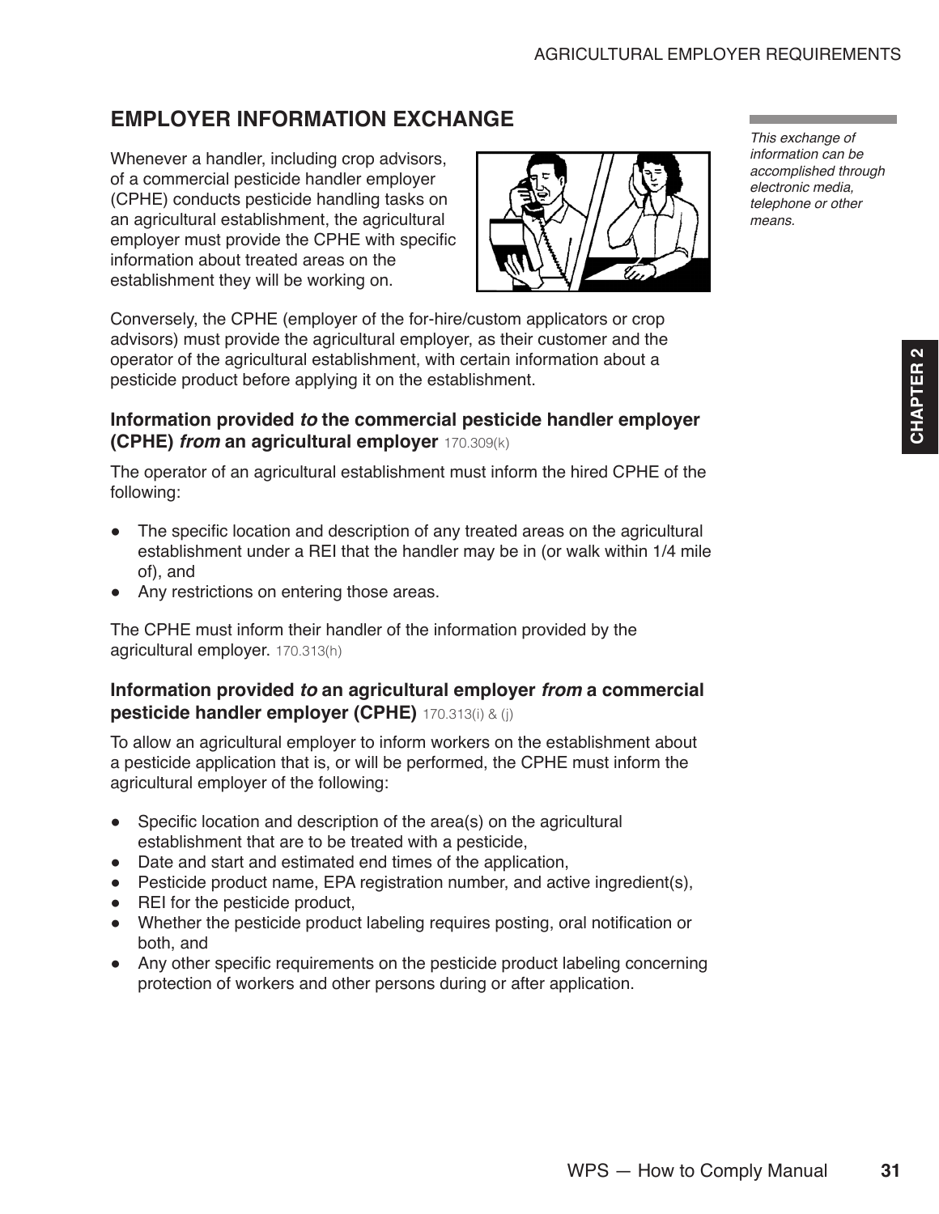## EMPLOYER INFORMATION EXCHANGE

Whenever a handler, including crop advisors, of a commercial pesticide handler employer (CPHE) conducts pesticide handling tasks on an agricultural establishment, the agricultural employer must provide the CPHE with specific information about treated areas on the establishment they will be working on.

*This exchange of information can be accomplished through electronic media, telephone or other means.*

Conversely, the CPHE (employer of the for-hire/custom applicators or crop advisors) must provide the agricultural employer, as their customer and the operator of the agricultural establishment, with certain information about a pesticide product before applying it on the establishment.

### Information provided *to* the commercial pesticide handler employer (CPHE) *from* an agricultural employer 170.309(k)

The operator of an agricultural establishment must inform the hired CPHE of the following:

- The specific location and description of any treated areas on the agricultural establishment under a REI that the handler may be in (or walk within 1/4 mile of), and
- Any restrictions on entering those areas.

The CPHE must inform their handler of the information provided by the agricultural employer. 170.313(h)

### Information provided *to* an agricultural employer *from* a commercial pesticide handler employer (CPHE) 170.313(i) & (j)

To allow an agricultural employer to inform workers on the establishment about a pesticide application that is, or will be performed, the CPHE must inform the agricultural employer of the following:

- Specific location and description of the area(s) on the agricultural establishment that are to be treated with a pesticide,
- Date and start and estimated end times of the application,
- Pesticide product name, EPA registration number, and active ingredient(s),
- REI for the pesticide product,
- Whether the pesticide product labeling requires posting, oral notification or both, and
- Any other specific requirements on the pesticide product labeling concerning protection of workers and other persons during or after application.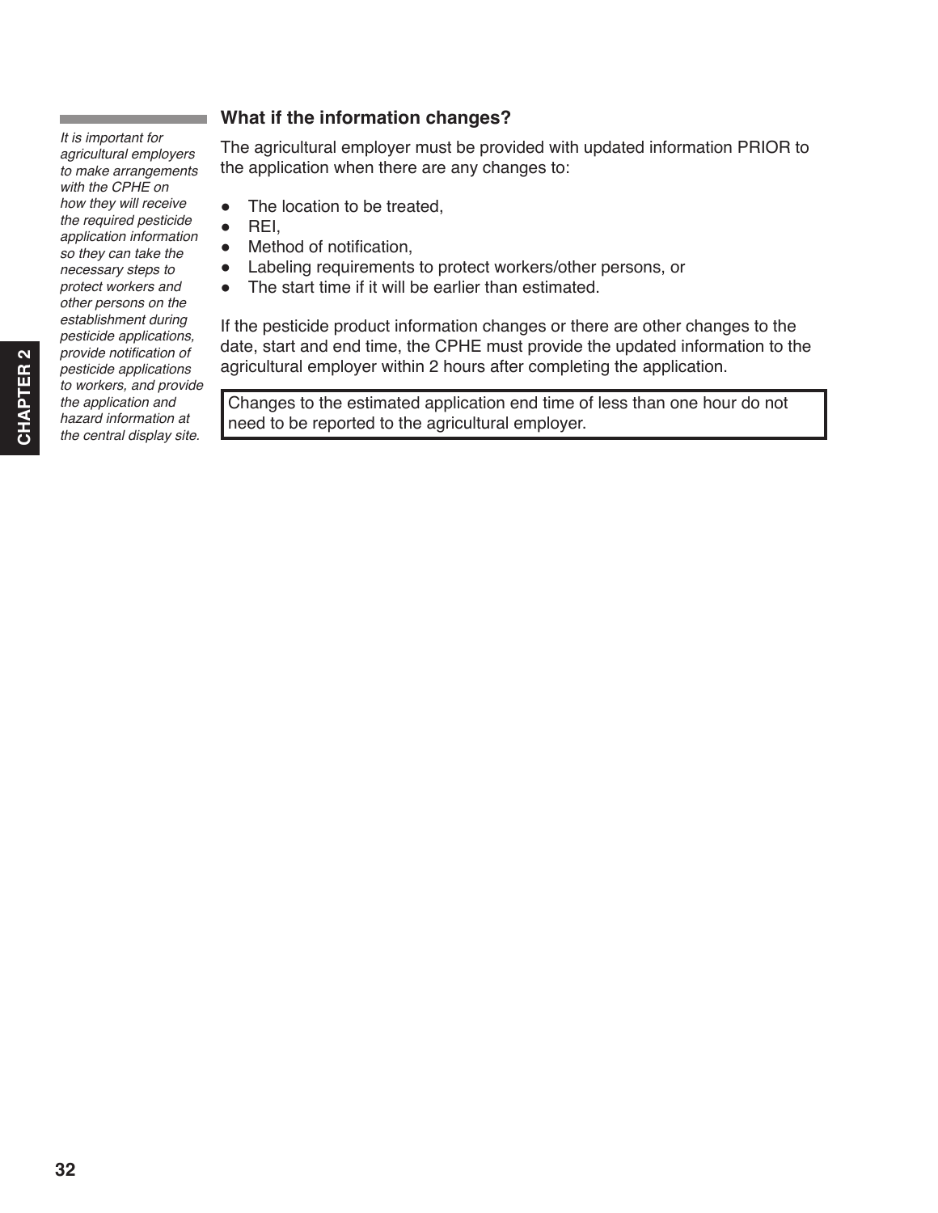*It is important for agricultural employers to make arrangements with the CPHE on how they will receive the required pesticide application information so they can take the necessary steps to protect workers and other persons on the establishment during pesticide applications, provide notification of pesticide applications to workers, and provide the application and hazard information at the central display site.*

### What if the information changes?

The agricultural employer must be provided with updated information PRIOR to the application when there are any changes to:

- The location to be treated,
- REI,
- Method of notification,
- Labeling requirements to protect workers/other persons, or
- The start time if it will be earlier than estimated.

If the pesticide product information changes or there are other changes to the date, start and end time, the CPHE must provide the updated information to the agricultural employer within 2 hours after completing the application.

> Changes to the estimated application end time of less than one hour do not need to be reported to the agricultural employer.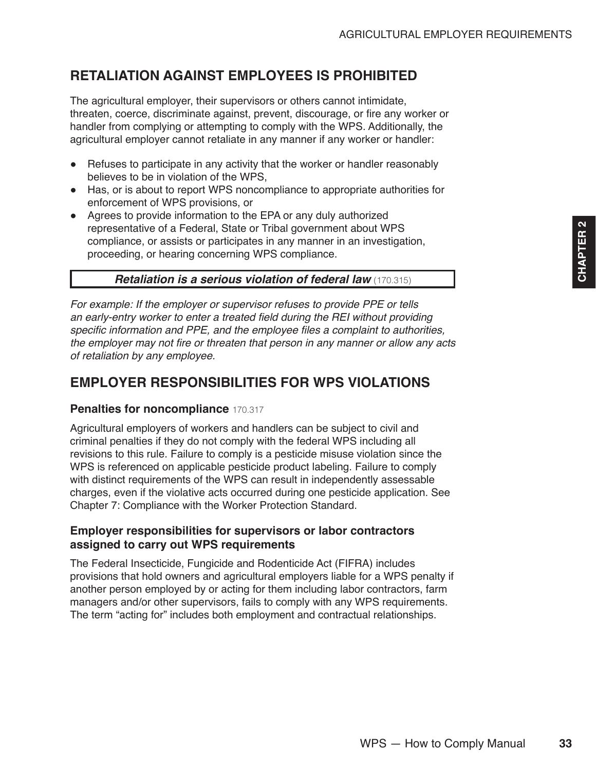## RETALIATION AGAINST EMPLOYEES IS PROHIBITED

The agricultural employer, their supervisors or others cannot intimidate, threaten, coerce, discriminate against, prevent, discourage, or fire any worker or handler from complying or attempting to comply with the WPS. Additionally, the agricultural employer cannot retaliate in any manner if any worker or handler:

- Refuses to participate in any activity that the worker or handler reasonably believes to be in violation of the WPS,
- Has, or is about to report WPS noncompliance to appropriate authorities for enforcement of WPS provisions, or
- Agrees to provide information to the EPA or any duly authorized representative of a Federal, State or Tribal government about WPS compliance, or assists or participates in any manner in an investigation, proceeding, or hearing concerning WPS compliance.

***Retaliation is a serious violation of federal law*** (170.315)

*For example: If the employer or supervisor refuses to provide PPE or tells an early-entry worker to enter a treated field during the REI without providing specific information and PPE, and the employee files a complaint to authorities, the employer may not fire or threaten that person in any manner or allow any acts of retaliation by any employee.*

## EMPLOYER RESPONSIBILITIES FOR WPS VIOLATIONS

### Penalties for noncompliance 170.317

Agricultural employers of workers and handlers can be subject to civil and criminal penalties if they do not comply with the federal WPS including all revisions to this rule. Failure to comply is a pesticide misuse violation since the WPS is referenced on applicable pesticide product labeling. Failure to comply with distinct requirements of the WPS can result in independently assessable charges, even if the violative acts occurred during one pesticide application. See Chapter 7: Compliance with the Worker Protection Standard.

### Employer responsibilities for supervisors or labor contractors assigned to carry out WPS requirements

The Federal Insecticide, Fungicide and Rodenticide Act (FIFRA) includes provisions that hold owners and agricultural employers liable for a WPS penalty if another person employed by or acting for them including labor contractors, farm managers and/or other supervisors, fails to comply with any WPS requirements. The term "acting for" includes both employment and contractual relationships.